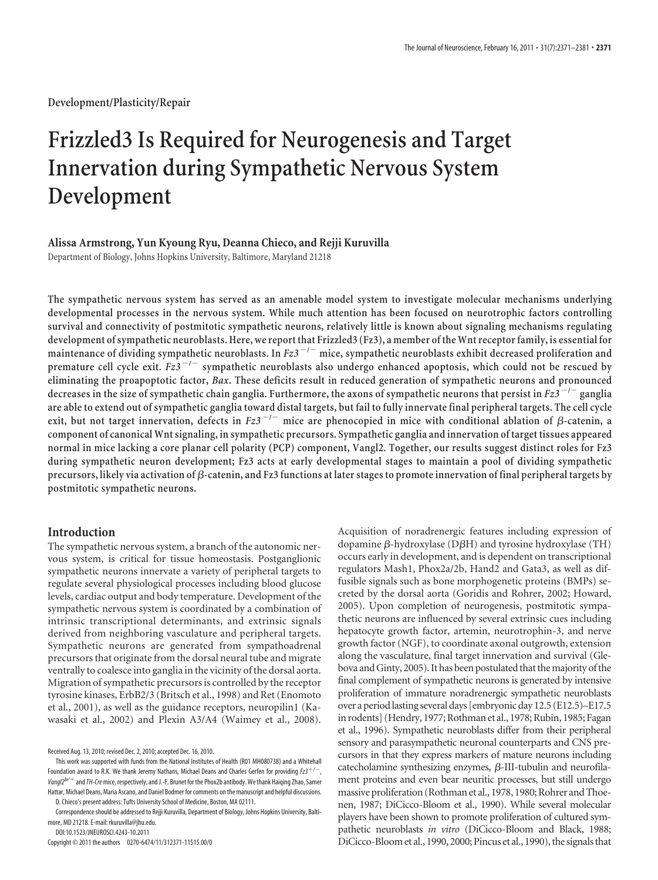Development/Plasticity/Repair

# Frizzled3 Is Required for Neurogenesis and Target Innervation during Sympathetic Nervous System Development

**Alissa Armstrong, Yun Kyoung Ryu, Deanna Chieco, and Rejji Kuruvilla**

Department of Biology, Johns Hopkins University, Baltimore, Maryland 21218

**The sympathetic nervous system has served as an amenable model system to investigate molecular mechanisms underlying developmental processes in the nervous system. While much attention has been focused on neurotrophic factors controlling survival and connectivity of postmitotic sympathetic neurons, relatively little is known about signaling mechanisms regulating development of sympathetic neuroblasts. Here, we report that Frizzled3 (Fz3), a member of the Wnt receptor family, is essential for maintenance of dividing sympathetic neuroblasts. In *Fz3*$^{-/-}$ mice, sympathetic neuroblasts exhibit decreased proliferation and premature cell cycle exit. *Fz3*$^{-/-}$ sympathetic neuroblasts also undergo enhanced apoptosis, which could not be rescued by eliminating the proapoptotic factor, *Bax*. These deficits result in reduced generation of sympathetic neurons and pronounced decreases in the size of sympathetic chain ganglia. Furthermore, the axons of sympathetic neurons that persist in *Fz3*$^{-/-}$ ganglia are able to extend out of sympathetic ganglia toward distal targets, but fail to fully innervate final peripheral targets. The cell cycle exit, but not target innervation, defects in *Fz3*$^{-/-}$ mice are phenocopied in mice with conditional ablation of β-catenin, a component of canonical Wnt signaling, in sympathetic precursors. Sympathetic ganglia and innervation of target tissues appeared normal in mice lacking a core planar cell polarity (PCP) component, Vangl2. Together, our results suggest distinct roles for Fz3 during sympathetic neuron development; Fz3 acts at early developmental stages to maintain a pool of dividing sympathetic precursors, likely via activation of β-catenin, and Fz3 functions at later stages to promote innervation of final peripheral targets by postmitotic sympathetic neurons.**

## Introduction

The sympathetic nervous system, a branch of the autonomic nervous system, is critical for tissue homeostasis. Postganglionic sympathetic neurons innervate a variety of peripheral targets to regulate several physiological processes including blood glucose levels, cardiac output and body temperature. Development of the sympathetic nervous system is coordinated by a combination of intrinsic transcriptional determinants, and extrinsic signals derived from neighboring vasculature and peripheral targets. Sympathetic neurons are generated from sympathoadrenal precursors that originate from the dorsal neural tube and migrate ventrally to coalesce into ganglia in the vicinity of the dorsal aorta. Migration of sympathetic precursors is controlled by the receptor tyrosine kinases, ErbB2/3 (Britsch et al., 1998) and Ret (Enomoto et al., 2001), as well as the guidance receptors, neuropilin1 (Kawasaki et al., 2002) and Plexin A3/A4 (Waimey et al., 2008). Acquisition of noradrenergic features including expression of dopamine β-hydroxylase (DβH) and tyrosine hydroxylase (TH) occurs early in development, and is dependent on transcriptional regulators Mash1, Phox2a/2b, Hand2 and Gata3, as well as diffusible signals such as bone morphogenetic proteins (BMPs) secreted by the dorsal aorta (Goridis and Rohrer, 2002; Howard, 2005). Upon completion of neurogenesis, postmitotic sympathetic neurons are influenced by several extrinsic cues including hepatocyte growth factor, artemin, neurotrophin-3, and nerve growth factor (NGF), to coordinate axonal outgrowth, extension along the vasculature, final target innervation and survival (Glebova and Ginty, 2005). It has been postulated that the majority of the final complement of sympathetic neurons is generated by intensive proliferation of immature noradrenergic sympathetic neuroblasts over a period lasting several days [embryonic day 12.5 (E12.5)–E17.5 in rodents] (Hendry, 1977; Rothman et al., 1978; Rubin, 1985; Fagan et al., 1996). Sympathetic neuroblasts differ from their peripheral sensory and parasympathetic neuronal counterparts and CNS precursors in that they express markers of mature neurons including catecholamine synthesizing enzymes, β-III-tubulin and neurofilament proteins and even bear neuritic processes, but still undergo massive proliferation (Rothman et al., 1978, 1980; Rohrer and Thoenen, 1987; DiCicco-Bloom et al., 1990). While several molecular players have been shown to promote proliferation of cultured sympathetic neuroblasts *in vitro* (DiCicco-Bloom and Black, 1988; DiCicco-Bloom et al., 1990, 2000; Pincus et al., 1990), the signals that

Received Aug. 13, 2010; revised Dec. 2, 2010; accepted Dec. 16, 2010.

This work was supported with funds from the National Institutes of Health (R01 MH080738) and a Whitehall Foundation award to R.K. We thank Jeremy Nathans, Michael Deans and Charles Gerfen for providing *Fz3*$^{+/-}$, *Vangl2*$^{lp/+}$ and *TH-Cre* mice, respectively, and J.-F. Brunet for the Phox2b antibody. We thank Haiqing Zhao, Samer Hattar, Michael Deans, Maria Ascano, and Daniel Bodmer for comments on the manuscript and helpful discussions.

D. Chieco's present address: Tufts University School of Medicine, Boston, MA 02111.

Correspondence should be addressed to Rejji Kuruvilla, Department of Biology, Johns Hopkins University, Baltimore, MD 21218. E-mail: rkuruvilla@jhu.edu.

DOI:10.1523/JNEUROSCI.4243-10.2011

Copyright © 2011 the authors 0270-6474/11/312371-11$15.00/0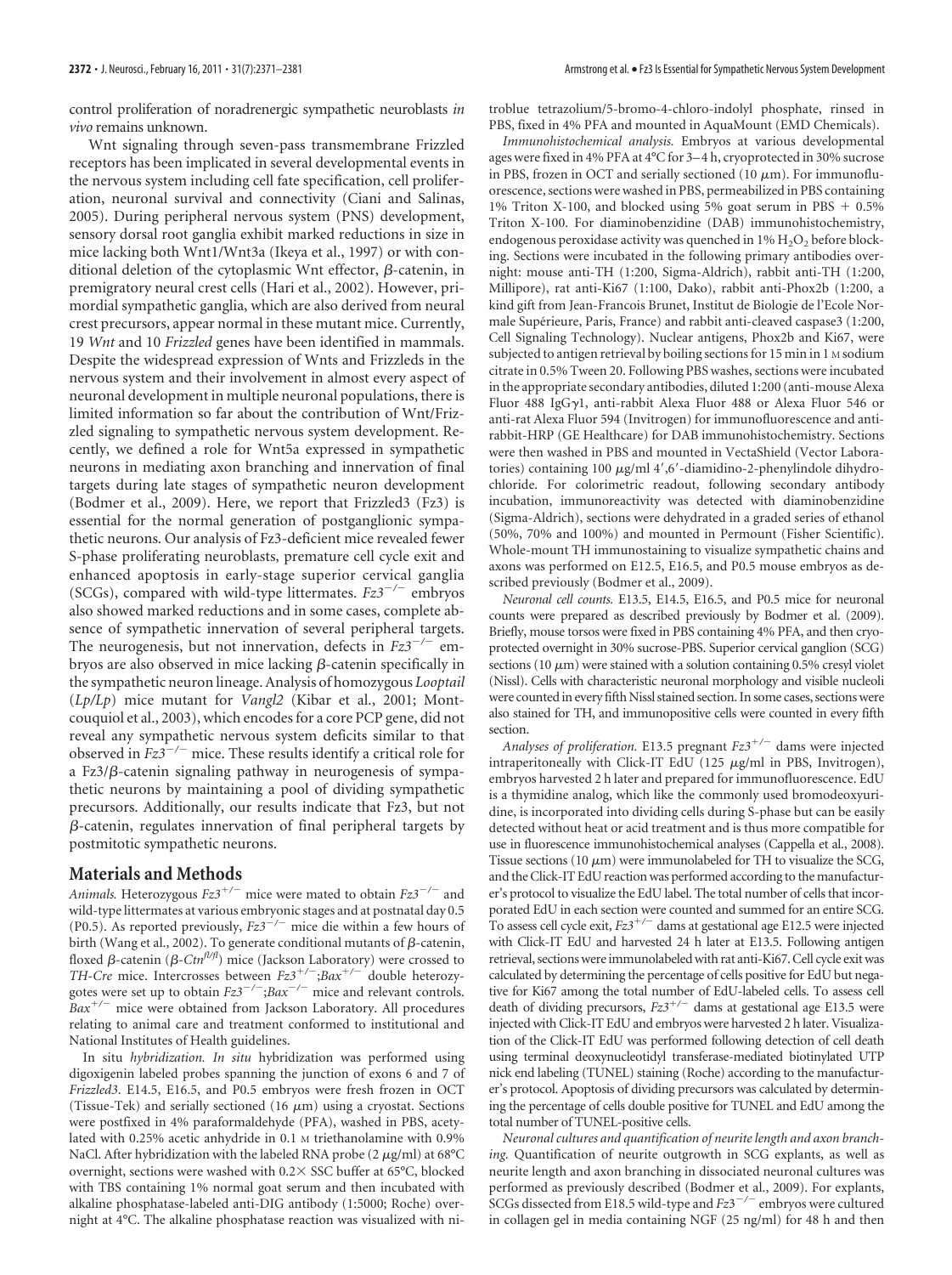control proliferation of noradrenergic sympathetic neuroblasts *in vivo* remains unknown.

Wnt signaling through seven-pass transmembrane Frizzled receptors has been implicated in several developmental events in the nervous system including cell fate specification, cell proliferation, neuronal survival and connectivity (Ciani and Salinas, 2005). During peripheral nervous system (PNS) development, sensory dorsal root ganglia exhibit marked reductions in size in mice lacking both Wnt1/Wnt3a (Ikeya et al., 1997) or with conditional deletion of the cytoplasmic Wnt effector, β-catenin, in premigratory neural crest cells (Hari et al., 2002). However, primordial sympathetic ganglia, which are also derived from neural crest precursors, appear normal in these mutant mice. Currently, 19 *Wnt* and 10 *Frizzled* genes have been identified in mammals. Despite the widespread expression of Wnts and Frizzleds in the nervous system and their involvement in almost every aspect of neuronal development in multiple neuronal populations, there is limited information so far about the contribution of Wnt/Frizzled signaling to sympathetic nervous system development. Recently, we defined a role for Wnt5a expressed in sympathetic neurons in mediating axon branching and innervation of final targets during late stages of sympathetic neuron development (Bodmer et al., 2009). Here, we report that Frizzled3 (Fz3) is essential for the normal generation of postganglionic sympathetic neurons. Our analysis of Fz3-deficient mice revealed fewer S-phase proliferating neuroblasts, premature cell cycle exit and enhanced apoptosis in early-stage superior cervical ganglia (SCGs), compared with wild-type littermates. $Fz3^{-/-}$ embryos also showed marked reductions and in some cases, complete absence of sympathetic innervation of several peripheral targets. The neurogenesis, but not innervation, defects in $Fz3^{-/-}$ embryos are also observed in mice lacking β-catenin specifically in the sympathetic neuron lineage. Analysis of homozygous *Looptail* (*Lp/Lp*) mice mutant for *Vangl2* (Kibar et al., 2001; Montcouquiol et al., 2003), which encodes for a core PCP gene, did not reveal any sympathetic nervous system deficits similar to that observed in $Fz3^{-/-}$ mice. These results identify a critical role for a Fz3/β-catenin signaling pathway in neurogenesis of sympathetic neurons by maintaining a pool of dividing sympathetic precursors. Additionally, our results indicate that Fz3, but not β-catenin, regulates innervation of final peripheral targets by postmitotic sympathetic neurons.

## Materials and Methods

*Animals.* Heterozygous $Fz3^{+/-}$ mice were mated to obtain $Fz3^{-/-}$ and wild-type littermates at various embryonic stages and at postnatal day 0.5 (P0.5). As reported previously, $Fz3^{-/-}$ mice die within a few hours of birth (Wang et al., 2002). To generate conditional mutants of β-catenin, floxed β-catenin (β-$Ctn^{fl/fl}$) mice (Jackson Laboratory) were crossed to *TH-Cre* mice. Intercrosses between $Fz3^{+/-}$;$Bax^{+/-}$ double heterozygotes were set up to obtain $Fz3^{-/-}$;$Bax^{-/-}$ mice and relevant controls. $Bax^{+/-}$ mice were obtained from Jackson Laboratory. All procedures relating to animal care and treatment conformed to institutional and National Institutes of Health guidelines.

In situ *hybridization. In situ* hybridization was performed using digoxigenin labeled probes spanning the junction of exons 6 and 7 of *Frizzled3*. E14.5, E16.5, and P0.5 embryos were fresh frozen in OCT (Tissue-Tek) and serially sectioned (16 μm) using a cryostat. Sections were postfixed in 4% paraformaldehyde (PFA), washed in PBS, acetylated with 0.25% acetic anhydride in 0.1 M triethanolamine with 0.9% NaCl. After hybridization with the labeled RNA probe (2 μg/ml) at 68°C overnight, sections were washed with 0.2× SSC buffer at 65°C, blocked with TBS containing 1% normal goat serum and then incubated with alkaline phosphatase-labeled anti-DIG antibody (1:5000; Roche) overnight at 4°C. The alkaline phosphatase reaction was visualized with nitroblue tetrazolium/5-bromo-4-chloro-indolyl phosphate, rinsed in PBS, fixed in 4% PFA and mounted in AquaMount (EMD Chemicals).

*Immunohistochemical analysis.* Embryos at various developmental ages were fixed in 4% PFA at 4°C for 3–4 h, cryoprotected in 30% sucrose in PBS, frozen in OCT and serially sectioned (10 μm). For immunofluorescence, sections were washed in PBS, permeabilized in PBS containing 1% Triton X-100, and blocked using 5% goat serum in PBS + 0.5% Triton X-100. For diaminobenzidine (DAB) immunohistochemistry, endogenous peroxidase activity was quenched in 1% $H_2O_2$ before blocking. Sections were incubated in the following primary antibodies overnight: mouse anti-TH (1:200, Sigma-Aldrich), rabbit anti-TH (1:200, Millipore), rat anti-Ki67 (1:100, Dako), rabbit anti-Phox2b (1:200, a kind gift from Jean-Francois Brunet, Institut de Biologie de l'Ecole Normale Supérieure, Paris, France) and rabbit anti-cleaved caspase3 (1:200, Cell Signaling Technology). Nuclear antigens, Phox2b and Ki67, were subjected to antigen retrieval by boiling sections for 15 min in 1 M sodium citrate in 0.5% Tween 20. Following PBS washes, sections were incubated in the appropriate secondary antibodies, diluted 1:200 (anti-mouse Alexa Fluor 488 IgGγ1, anti-rabbit Alexa Fluor 488 or Alexa Fluor 546 or anti-rat Alexa Fluor 594 (Invitrogen) for immunofluorescence and anti-rabbit-HRP (GE Healthcare) for DAB immunohistochemistry. Sections were then washed in PBS and mounted in VectaShield (Vector Laboratories) containing 100 μg/ml 4′,6′-diamidino-2-phenylindole dihydrochloride. For colorimetric readout, following secondary antibody incubation, immunoreactivity was detected with diaminobenzidine (Sigma-Aldrich), sections were dehydrated in a graded series of ethanol (50%, 70% and 100%) and mounted in Permount (Fisher Scientific). Whole-mount TH immunostaining to visualize sympathetic chains and axons was performed on E12.5, E16.5, and P0.5 mouse embryos as described previously (Bodmer et al., 2009).

*Neuronal cell counts.* E13.5, E14.5, E16.5, and P0.5 mice for neuronal counts were prepared as described previously by Bodmer et al. (2009). Briefly, mouse torsos were fixed in PBS containing 4% PFA, and then cryoprotected overnight in 30% sucrose-PBS. Superior cervical ganglion (SCG) sections (10 μm) were stained with a solution containing 0.5% cresyl violet (Nissl). Cells with characteristic neuronal morphology and visible nucleoli were counted in every fifth Nissl stained section. In some cases, sections were also stained for TH, and immunopositive cells were counted in every fifth section.

*Analyses of proliferation.* E13.5 pregnant $Fz3^{+/-}$ dams were injected intraperitoneally with Click-IT EdU (125 μg/ml in PBS, Invitrogen), embryos harvested 2 h later and prepared for immunofluorescence. EdU is a thymidine analog, which like the commonly used bromodeoxyuridine, is incorporated into dividing cells during S-phase but can be easily detected without heat or acid treatment and is thus more compatible for use in fluorescence immunohistochemical analyses (Cappella et al., 2008). Tissue sections (10 μm) were immunolabeled for TH to visualize the SCG, and the Click-IT EdU reaction was performed according to the manufacturer's protocol to visualize the EdU label. The total number of cells that incorporated EdU in each section were counted and summed for an entire SCG. To assess cell cycle exit, $Fz3^{+/-}$ dams at gestational age E12.5 were injected with Click-IT EdU and harvested 24 h later at E13.5. Following antigen retrieval, sections were immunolabeled with rat anti-Ki67. Cell cycle exit was calculated by determining the percentage of cells positive for EdU but negative for Ki67 among the total number of EdU-labeled cells. To assess cell death of dividing precursors, $Fz3^{+/-}$ dams at gestational age E13.5 were injected with Click-IT EdU and embryos were harvested 2 h later. Visualization of the Click-IT EdU was performed following detection of cell death using terminal deoxynucleotidyl transferase-mediated biotinylated UTP nick end labeling (TUNEL) staining (Roche) according to the manufacturer's protocol. Apoptosis of dividing precursors was calculated by determining the percentage of cells double positive for TUNEL and EdU among the total number of TUNEL-positive cells.

*Neuronal cultures and quantification of neurite length and axon branching.* Quantification of neurite outgrowth in SCG explants, as well as neurite length and axon branching in dissociated neuronal cultures was performed as previously described (Bodmer et al., 2009). For explants, SCGs dissected from E18.5 wild-type and $Fz3^{-/-}$ embryos were cultured in collagen gel in media containing NGF (25 ng/ml) for 48 h and then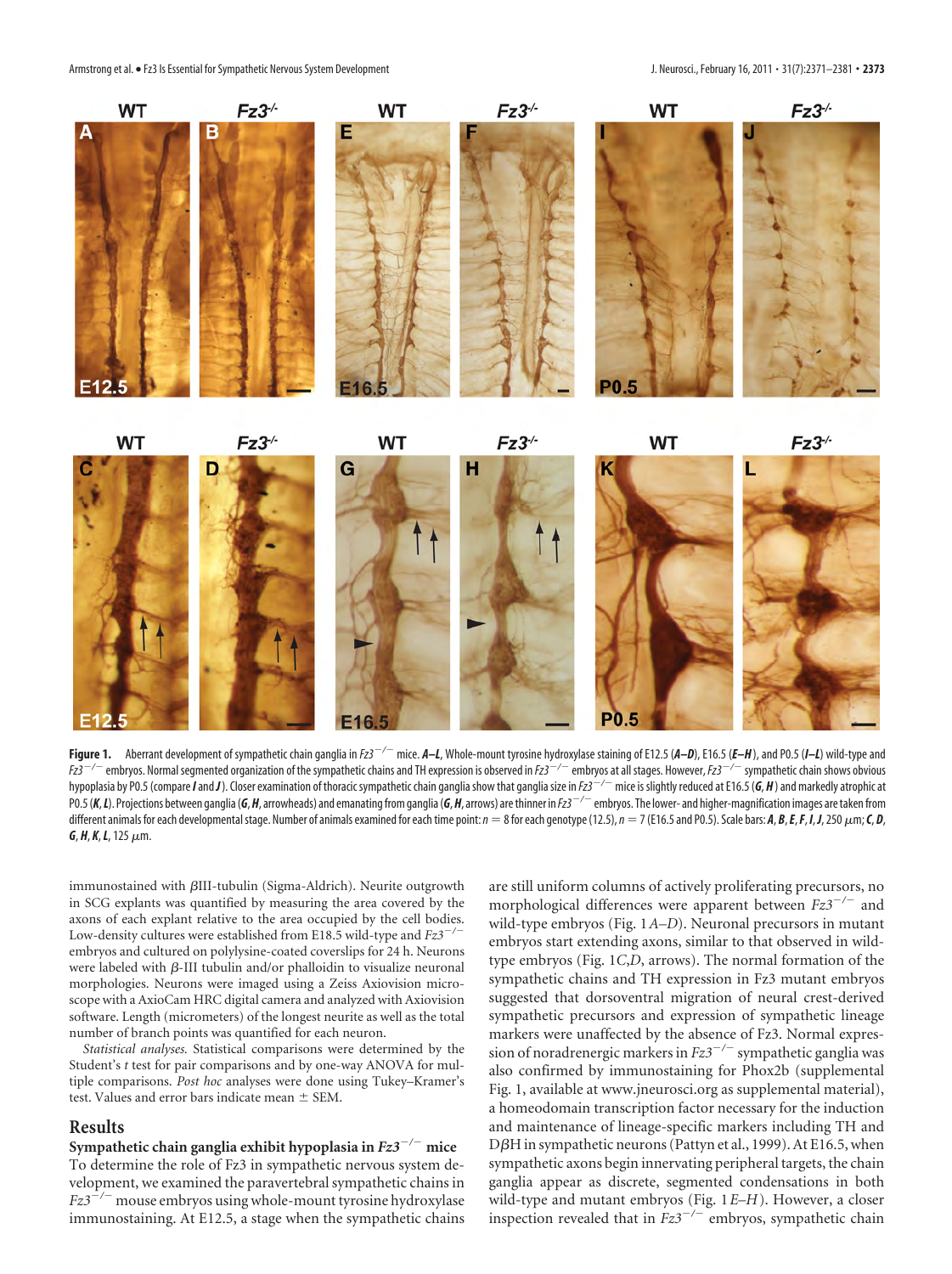**Figure 1.** Aberrant development of sympathetic chain ganglia in $Fz3^{-/-}$ mice. ***A–L***, Whole-mount tyrosine hydroxylase staining of E12.5 (***A–D***), E16.5 (***E–H***), and P0.5 (***I–L***) wild-type and $Fz3^{-/-}$ embryos. Normal segmented organization of the sympathetic chains and TH expression is observed in $Fz3^{-/-}$ embryos at all stages. However, $Fz3^{-/-}$ sympathetic chain shows obvious hypoplasia by P0.5 (compare ***I*** and ***J***). Closer examination of thoracic sympathetic chain ganglia show that ganglia size in $Fz3^{-/-}$ mice is slightly reduced at E16.5 (***G***, ***H***) and markedly atrophic at P0.5 (***K***, ***L***). Projections between ganglia (***G***, ***H***, arrowheads) and emanating from ganglia (***G***, ***H***, arrows) are thinner in $Fz3^{-/-}$ embryos. The lower- and higher-magnification images are taken from different animals for each developmental stage. Number of animals examined for each time point: $n = 8$ for each genotype (12.5), $n = 7$ (E16.5 and P0.5). Scale bars: ***A***, ***B***, ***E***, ***F***, ***I***, ***J***, 250 μm; ***C***, ***D***, ***G***, ***H***, ***K***, ***L***, 125 μm.

immunostained with βIII-tubulin (Sigma-Aldrich). Neurite outgrowth in SCG explants was quantified by measuring the area covered by the axons of each explant relative to the area occupied by the cell bodies. Low-density cultures were established from E18.5 wild-type and $Fz3^{-/-}$ embryos and cultured on polylysine-coated coverslips for 24 h. Neurons were labeled with β-III tubulin and/or phalloidin to visualize neuronal morphologies. Neurons were imaged using a Zeiss Axiovision microscope with a AxioCam HRC digital camera and analyzed with Axiovision software. Length (micrometers) of the longest neurite as well as the total number of branch points was quantified for each neuron.

*Statistical analyses.* Statistical comparisons were determined by the Student's *t* test for pair comparisons and by one-way ANOVA for multiple comparisons. *Post hoc* analyses were done using Tukey–Kramer's test. Values and error bars indicate mean ± SEM.

## Results

### Sympathetic chain ganglia exhibit hypoplasia in $Fz3^{-/-}$ mice

To determine the role of Fz3 in sympathetic nervous system development, we examined the paravertebral sympathetic chains in $Fz3^{-/-}$ mouse embryos using whole-mount tyrosine hydroxylase immunostaining. At E12.5, a stage when the sympathetic chains are still uniform columns of actively proliferating precursors, no morphological differences were apparent between $Fz3^{-/-}$ and wild-type embryos (Fig. 1*A–D*). Neuronal precursors in mutant embryos start extending axons, similar to that observed in wild-type embryos (Fig. 1*C*,*D*, arrows). The normal formation of the sympathetic chains and TH expression in Fz3 mutant embryos suggested that dorsoventral migration of neural crest-derived sympathetic precursors and expression of sympathetic lineage markers were unaffected by the absence of Fz3. Normal expression of noradrenergic markers in $Fz3^{-/-}$ sympathetic ganglia was also confirmed by immunostaining for Phox2b (supplemental Fig. 1, available at www.jneurosci.org as supplemental material), a homeodomain transcription factor necessary for the induction and maintenance of lineage-specific markers including TH and DβH in sympathetic neurons (Pattyn et al., 1999). At E16.5, when sympathetic axons begin innervating peripheral targets, the chain ganglia appear as discrete, segmented condensations in both wild-type and mutant embryos (Fig. 1*E–H*). However, a closer inspection revealed that in $Fz3^{-/-}$ embryos, sympathetic chain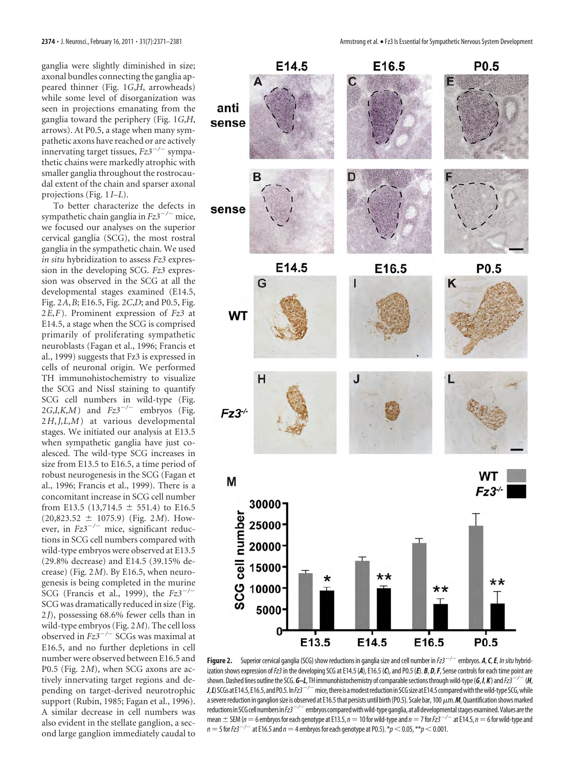ganglia were slightly diminished in size; axonal bundles connecting the ganglia appeared thinner (Fig. 1*G*,*H*, arrowheads) while some level of disorganization was seen in projections emanating from the ganglia toward the periphery (Fig. 1*G*,*H*, arrows). At P0.5, a stage when many sympathetic axons have reached or are actively innervating target tissues, *Fz3*$^{-/-}$ sympathetic chains were markedly atrophic with smaller ganglia throughout the rostrocaudal extent of the chain and sparser axonal projections (Fig. 1*I–L*).

To better characterize the defects in sympathetic chain ganglia in *Fz3*$^{-/-}$ mice, we focused our analyses on the superior cervical ganglia (SCG), the most rostral ganglia in the sympathetic chain. We used *in situ* hybridization to assess *Fz3* expression in the developing SCG. *Fz3* expression was observed in the SCG at all the developmental stages examined (E14.5, Fig. 2*A*,*B*; E16.5, Fig. 2*C*,*D*; and P0.5, Fig. 2*E*,*F*). Prominent expression of *Fz3* at E14.5, a stage when the SCG is comprised primarily of proliferating sympathetic neuroblasts (Fagan et al., 1996; Francis et al., 1999) suggests that Fz3 is expressed in cells of neuronal origin. We performed TH immunohistochemistry to visualize the SCG and Nissl staining to quantify SCG cell numbers in wild-type (Fig. 2*G*,*I*,*K*,*M*) and *Fz3*$^{-/-}$ embryos (Fig. 2*H*,*J*,*L*,*M*) at various developmental stages. We initiated our analysis at E13.5 when sympathetic ganglia have just coalesced. The wild-type SCG increases in size from E13.5 to E16.5, a time period of robust neurogenesis in the SCG (Fagan et al., 1996; Francis et al., 1999). There is a concomitant increase in SCG cell number from E13.5 (13,714.5 ± 551.4) to E16.5 (20,823.52 ± 1075.9) (Fig. 2*M*). However, in *Fz3*$^{-/-}$ mice, significant reductions in SCG cell numbers compared with wild-type embryos were observed at E13.5 (29.8% decrease) and E14.5 (39.15% decrease) (Fig. 2*M*). By E16.5, when neurogenesis is being completed in the murine SCG (Francis et al., 1999), the *Fz3*$^{-/-}$ SCG was dramatically reduced in size (Fig. 2*J*), possessing 68.6% fewer cells than in wild-type embryos (Fig. 2*M*). The cell loss observed in *Fz3*$^{-/-}$ SCGs was maximal at E16.5, and no further depletions in cell number were observed between E16.5 and P0.5 (Fig. 2*M*), when SCG axons are actively innervating target regions and depending on target-derived neurotrophic support (Rubin, 1985; Fagan et al., 1996). A similar decrease in cell numbers was also evident in the stellate ganglion, a second large ganglion immediately caudal to

**Figure 2.** Superior cervical ganglia (SCG) show reductions in ganglia size and cell number in *Fz3*$^{-/-}$ embryos. ***A***, ***C***, ***E***, *In situ* hybridization shows expression of *Fz3* in the developing SCG at E14.5 (***A***), E16.5 (***C***), and P0.5 (***E***). ***B***, ***D***, ***F***, Sense controls for each time point are shown. Dashed lines outline the SCG. ***G–L***, TH immunohistochemistry of comparable sections through wild-type (***G***, ***I***, ***K***) and *Fz3*$^{-/-}$ (***H***, ***J***, ***L***) SCGs at E14.5, E16.5, and P0.5. In *Fz3*$^{-/-}$ mice, there is a modest reduction in SCG size at E14.5 compared with the wild-type SCG, while a severe reduction in ganglion size is observed at E16.5 that persists until birth (P0.5). Scale bar, 100 μm. ***M***, Quantification shows marked reductions in SCG cell numbers in *Fz3*$^{-/-}$ embryos compared with wild-type ganglia, at all developmental stages examined. Values are the mean ± SEM ($n = 6$ embryos for each genotype at E13.5, $n = 10$ for wild-type and $n = 7$ for *Fz3*$^{-/-}$ at E14.5, $n = 6$ for wild-type and $n = 5$ for *Fz3*$^{-/-}$ at E16.5 and $n = 4$ embryos for each genotype at P0.5). *$p < 0.05$, **$p < 0.001$.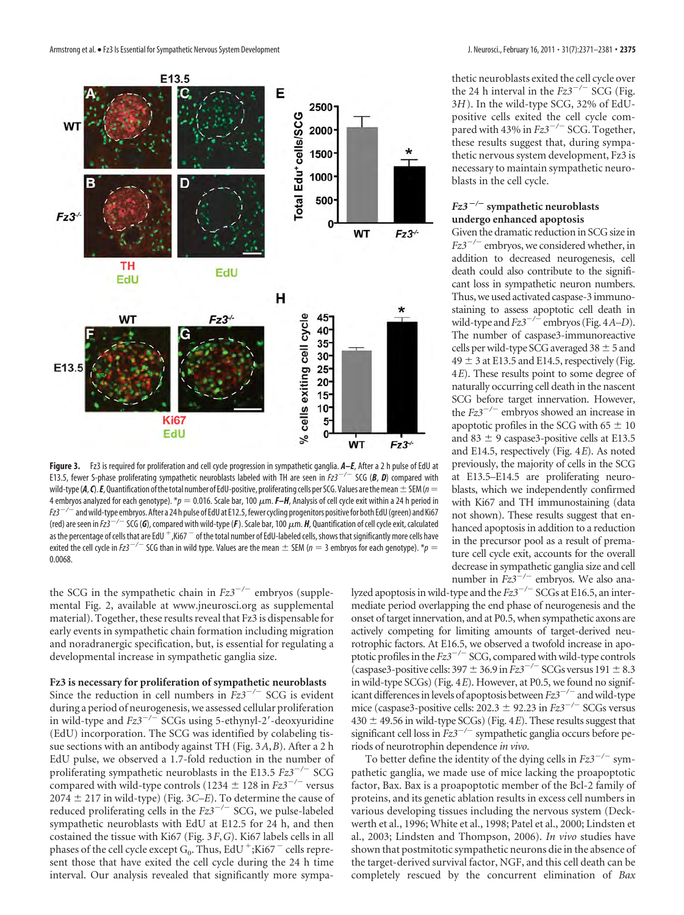**Figure 3.** Fz3 is required for proliferation and cell cycle progression in sympathetic ganglia. ***A–E***, After a 2 h pulse of EdU at E13.5, fewer S-phase proliferating sympathetic neuroblasts labeled with TH are seen in $Fz3^{-/-}$ SCG (***B***, ***D***) compared with wild-type (***A***, ***C***). ***E***, Quantification of the total number of EdU-positive, proliferating cells per SCG. Values are the mean ± SEM ($n$ = 4 embryos analyzed for each genotype). $^*p$ = 0.016. Scale bar, 100 μm. ***F–H***, Analysis of cell cycle exit within a 24 h period in $Fz3^{-/-}$ and wild-type embryos. After a 24 h pulse of EdU at E12.5, fewer cycling progenitors positive for both EdU (green) and Ki67 (red) are seen in $Fz3^{-/-}$ SCG (***G***), compared with wild-type (***F***). Scale bar, 100 μm. ***H***, Quantification of cell cycle exit, calculated as the percentage of cells that are EdU$^+$,Ki67$^-$ of the total number of EdU-labeled cells, shows that significantly more cells have exited the cell cycle in $Fz3^{-/-}$ SCG than in wild type. Values are the mean ± SEM ($n$ = 3 embryos for each genotype). $^*p$ = 0.0068.

the SCG in the sympathetic chain in $Fz3^{-/-}$ embryos (supplemental Fig. 2, available at www.jneurosci.org as supplemental material). Together, these results reveal that Fz3 is dispensable for early events in sympathetic chain formation including migration and noradrenergic specification, but, is essential for regulating a developmental increase in sympathetic ganglia size.

### Fz3 is necessary for proliferation of sympathetic neuroblasts

Since the reduction in cell numbers in $Fz3^{-/-}$ SCG is evident during a period of neurogenesis, we assessed cellular proliferation in wild-type and $Fz3^{-/-}$ SCGs using 5-ethynyl-2′-deoxyuridine (EdU) incorporation. The SCG was identified by colabeling tissue sections with an antibody against TH (Fig. 3*A*,*B*). After a 2 h EdU pulse, we observed a 1.7-fold reduction in the number of proliferating sympathetic neuroblasts in the E13.5 $Fz3^{-/-}$ SCG compared with wild-type controls (1234 ± 128 in $Fz3^{-/-}$ versus 2074 ± 217 in wild-type) (Fig. 3*C–E*). To determine the cause of reduced proliferating cells in the $Fz3^{-/-}$ SCG, we pulse-labeled sympathetic neuroblasts with EdU at E12.5 for 24 h, and then costained the tissue with Ki67 (Fig. 3*F*,*G*). Ki67 labels cells in all phases of the cell cycle except $G_0$. Thus, EdU$^+$;Ki67$^-$ cells represent those that have exited the cell cycle during the 24 h time interval. Our analysis revealed that significantly more sympathetic neuroblasts exited the cell cycle over the 24 h interval in the $Fz3^{-/-}$ SCG (Fig. 3*H*). In the wild-type SCG, 32% of EdU-positive cells exited the cell cycle compared with 43% in $Fz3^{-/-}$ SCG. Together, these results suggest that, during sympathetic nervous system development, Fz3 is necessary to maintain sympathetic neuroblasts in the cell cycle.

### $Fz3^{-/-}$ sympathetic neuroblasts undergo enhanced apoptosis

Given the dramatic reduction in SCG size in $Fz3^{-/-}$ embryos, we considered whether, in addition to decreased neurogenesis, cell death could also contribute to the significant loss in sympathetic neuron numbers. Thus, we used activated caspase-3 immunostaining to assess apoptotic cell death in wild-type and $Fz3^{-/-}$ embryos (Fig. 4*A–D*). The number of caspase3-immunoreactive cells per wild-type SCG averaged 38 ± 5 and 49 ± 3 at E13.5 and E14.5, respectively (Fig. 4*E*). These results point to some degree of naturally occurring cell death in the nascent SCG before target innervation. However, the $Fz3^{-/-}$ embryos showed an increase in apoptotic profiles in the SCG with 65 ± 10 and 83 ± 9 caspase3-positive cells at E13.5 and E14.5, respectively (Fig. 4*E*). As noted previously, the majority of cells in the SCG at E13.5–E14.5 are proliferating neuroblasts, which we independently confirmed with Ki67 and TH immunostaining (data not shown). These results suggest that enhanced apoptosis in addition to a reduction in the precursor pool as a result of premature cell cycle exit, accounts for the overall decrease in sympathetic ganglia size and cell number in $Fz3^{-/-}$ embryos. We also analyzed apoptosis in wild-type and the $Fz3^{-/-}$ SCGs at E16.5, an intermediate period overlapping the end phase of neurogenesis and the onset of target innervation, and at P0.5, when sympathetic axons are actively competing for limiting amounts of target-derived neurotrophic factors. At E16.5, we observed a twofold increase in apoptotic profiles in the $Fz3^{-/-}$ SCG, compared with wild-type controls (caspase3-positive cells: 397 ± 36.9 in $Fz3^{-/-}$ SCGs versus 191 ± 8.3 in wild-type SCGs) (Fig. 4*E*). However, at P0.5, we found no significant differences in levels of apoptosis between $Fz3^{-/-}$ and wild-type mice (caspase3-positive cells: 202.3 ± 92.23 in $Fz3^{-/-}$ SCGs versus 430 ± 49.56 in wild-type SCGs) (Fig. 4*E*). These results suggest that significant cell loss in $Fz3^{-/-}$ sympathetic ganglia occurs before periods of neurotrophin dependence *in vivo*.

To better define the identity of the dying cells in $Fz3^{-/-}$ sympathetic ganglia, we made use of mice lacking the proapoptotic factor, Bax. Bax is a proapoptotic member of the Bcl-2 family of proteins, and its genetic ablation results in excess cell numbers in various developing tissues including the nervous system (Deckwerth et al., 1996; White et al., 1998; Patel et al., 2000; Lindsten et al., 2003; Lindsten and Thompson, 2006). *In vivo* studies have shown that postmitotic sympathetic neurons die in the absence of the target-derived survival factor, NGF, and this cell death can be completely rescued by the concurrent elimination of *Bax*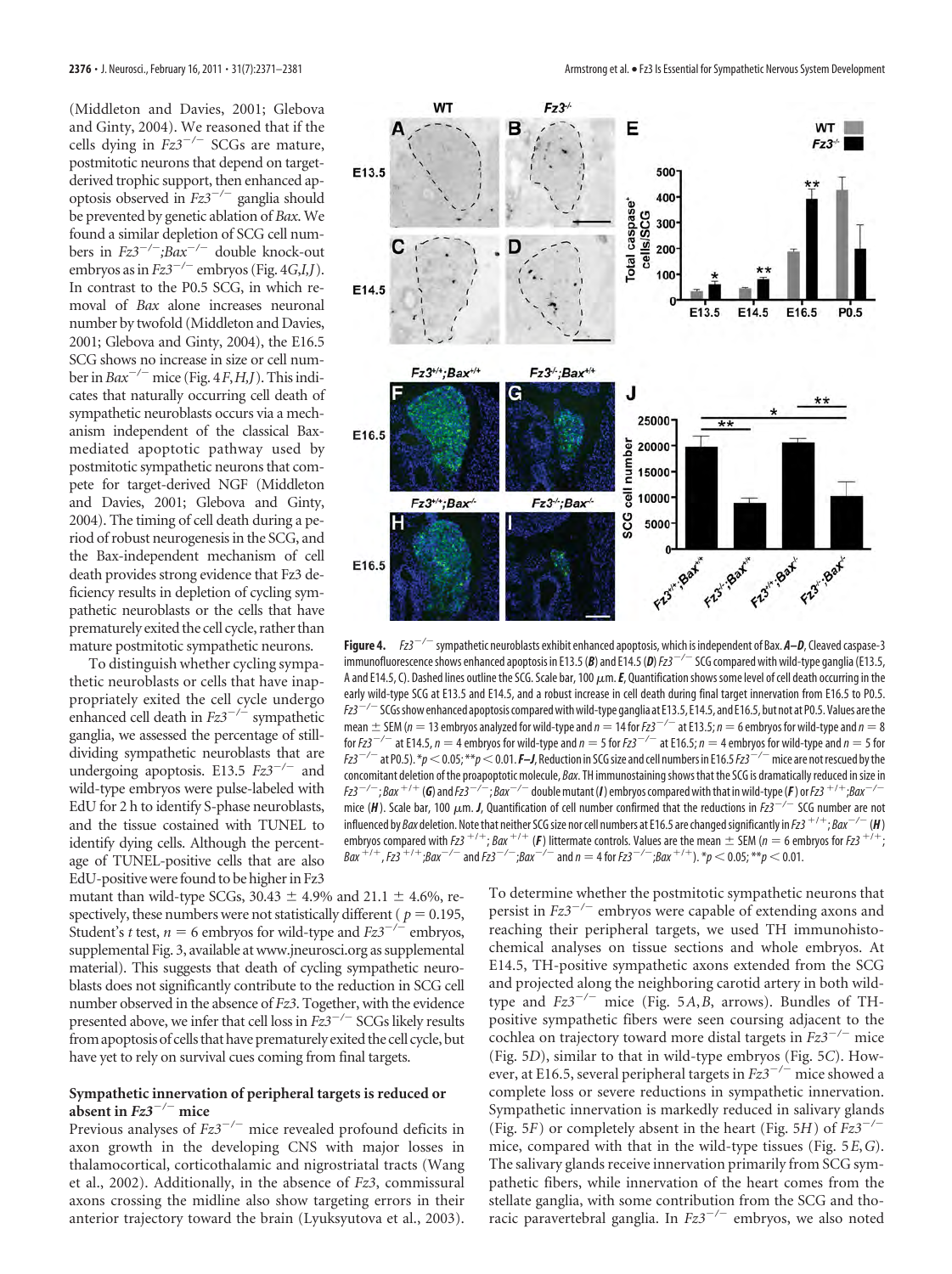(Middleton and Davies, 2001; Glebova and Ginty, 2004). We reasoned that if the cells dying in $Fz3^{-/-}$ SCGs are mature, postmitotic neurons that depend on target-derived trophic support, then enhanced apoptosis observed in $Fz3^{-/-}$ ganglia should be prevented by genetic ablation of *Bax*. We found a similar depletion of SCG cell numbers in $Fz3^{-/-};Bax^{-/-}$ double knock-out embryos as in $Fz3^{-/-}$ embryos (Fig. 4*G*,*I*,*J*). In contrast to the P0.5 SCG, in which removal of *Bax* alone increases neuronal number by twofold (Middleton and Davies, 2001; Glebova and Ginty, 2004), the E16.5 SCG shows no increase in size or cell number in $Bax^{-/-}$ mice (Fig. 4*F*,*H*,*J*). This indicates that naturally occurring cell death of sympathetic neuroblasts occurs via a mechanism independent of the classical Bax-mediated apoptotic pathway used by postmitotic sympathetic neurons that compete for target-derived NGF (Middleton and Davies, 2001; Glebova and Ginty, 2004). The timing of cell death during a period of robust neurogenesis in the SCG, and the Bax-independent mechanism of cell death provides strong evidence that Fz3 deficiency results in depletion of cycling sympathetic neuroblasts or the cells that have prematurely exited the cell cycle, rather than mature postmitotic sympathetic neurons.

To distinguish whether cycling sympathetic neuroblasts or cells that have inappropriately exited the cell cycle undergo enhanced cell death in $Fz3^{-/-}$ sympathetic ganglia, we assessed the percentage of still-dividing sympathetic neuroblasts that are undergoing apoptosis. E13.5 $Fz3^{-/-}$ and wild-type embryos were pulse-labeled with EdU for 2 h to identify S-phase neuroblasts, and the tissue costained with TUNEL to identify dying cells. Although the percentage of TUNEL-positive cells that are also EdU-positive were found to be higher in Fz3 mutant than wild-type SCGs, 30.43 ± 4.9% and 21.1 ± 4.6%, respectively, these numbers were not statistically different ($p = 0.195$, Student's *t* test, $n = 6$ embryos for wild-type and $Fz3^{-/-}$ embryos, supplemental Fig. 3, available at www.jneurosci.org as supplemental material). This suggests that death of cycling sympathetic neuroblasts does not significantly contribute to the reduction in SCG cell number observed in the absence of *Fz3*. Together, with the evidence presented above, we infer that cell loss in $Fz3^{-/-}$ SCGs likely results from apoptosis of cells that have prematurely exited the cell cycle, but have yet to rely on survival cues coming from final targets.

**Figure 4.** $Fz3^{-/-}$ sympathetic neuroblasts exhibit enhanced apoptosis, which is independent of Bax. ***A–D***, Cleaved caspase-3 immunofluorescence shows enhanced apoptosis in E13.5 (***B***) and E14.5 (***D***) $Fz3^{-/-}$ SCG compared with wild-type ganglia (E13.5, A and E14.5, C). Dashed lines outline the SCG. Scale bar, 100 μm. ***E***, Quantification shows some level of cell death occurring in the early wild-type SCG at E13.5 and E14.5, and a robust increase in cell death during final target innervation from E16.5 to P0.5. $Fz3^{-/-}$ SCGs show enhanced apoptosis compared with wild-type ganglia at E13.5, E14.5, and E16.5, but not at P0.5. Values are the mean ± SEM ($n = 13$ embryos analyzed for wild-type and $n = 14$ for $Fz3^{-/-}$ at E13.5; $n = 6$ embryos for wild-type and $n = 8$ for $Fz3^{-/-}$ at E14.5, $n = 4$ embryos for wild-type and $n = 5$ for $Fz3^{-/-}$ at E16.5; $n = 4$ embryos for wild-type and $n = 5$ for $Fz3^{-/-}$ at P0.5). $*p < 0.05$; $**p < 0.01$. ***F–J***, Reduction in SCG size and cell numbers in E16.5 $Fz3^{-/-}$ mice are not rescued by the concomitant deletion of the proapoptotic molecule, *Bax*. TH immunostaining shows that the SCG is dramatically reduced in size in $Fz3^{-/-};Bax^{+/+}$ (***G***) and $Fz3^{-/-};Bax^{-/-}$ double mutant (***I***) embryos compared with that in wild-type (***F***) or $Fz3^{+/+};Bax^{-/-}$ mice (***H***). Scale bar, 100 μm. ***J***, Quantification of cell number confirmed that the reductions in $Fz3^{-/-}$ SCG number are not influenced by *Bax* deletion. Note that neither SCG size nor cell numbers at E16.5 are changed significantly in $Fz3^{+/+};Bax^{-/-}$ (***H***) embryos compared with $Fz3^{+/+};Bax^{+/+}$ (***F***) littermate controls. Values are the mean ± SEM ($n = 6$ embryos for $Fz3^{+/+};Bax^{+/+}$, $Fz3^{+/+};Bax^{-/-}$ and $Fz3^{-/-};Bax^{-/-}$ and $n = 4$ for $Fz3^{-/-};Bax^{+/+}$). $*p < 0.05$; $**p < 0.01$.

### Sympathetic innervation of peripheral targets is reduced or absent in $Fz3^{-/-}$ mice

Previous analyses of $Fz3^{-/-}$ mice revealed profound deficits in axon growth in the developing CNS with major losses in thalamocortical, corticothalamic and nigrostriatal tracts (Wang et al., 2002). Additionally, in the absence of *Fz3*, commissural axons crossing the midline also show targeting errors in their anterior trajectory toward the brain (Lyuksyutova et al., 2003). To determine whether the postmitotic sympathetic neurons that persist in $Fz3^{-/-}$ embryos were capable of extending axons and reaching their peripheral targets, we used TH immunohistochemical analyses on tissue sections and whole embryos. At E14.5, TH-positive sympathetic axons extended from the SCG and projected along the neighboring carotid artery in both wild-type and $Fz3^{-/-}$ mice (Fig. 5*A*,*B*, arrows). Bundles of TH-positive sympathetic fibers were seen coursing adjacent to the cochlea on trajectory toward more distal targets in $Fz3^{-/-}$ mice (Fig. 5*D*), similar to that in wild-type embryos (Fig. 5*C*). However, at E16.5, several peripheral targets in $Fz3^{-/-}$ mice showed a complete loss or severe reductions in sympathetic innervation. Sympathetic innervation is markedly reduced in salivary glands (Fig. 5*F*) or completely absent in the heart (Fig. 5*H*) of $Fz3^{-/-}$ mice, compared with that in the wild-type tissues (Fig. 5*E*,*G*). The salivary glands receive innervation primarily from SCG sympathetic fibers, while innervation of the heart comes from the stellate ganglia, with some contribution from the SCG and thoracic paravertebral ganglia. In $Fz3^{-/-}$ embryos, we also noted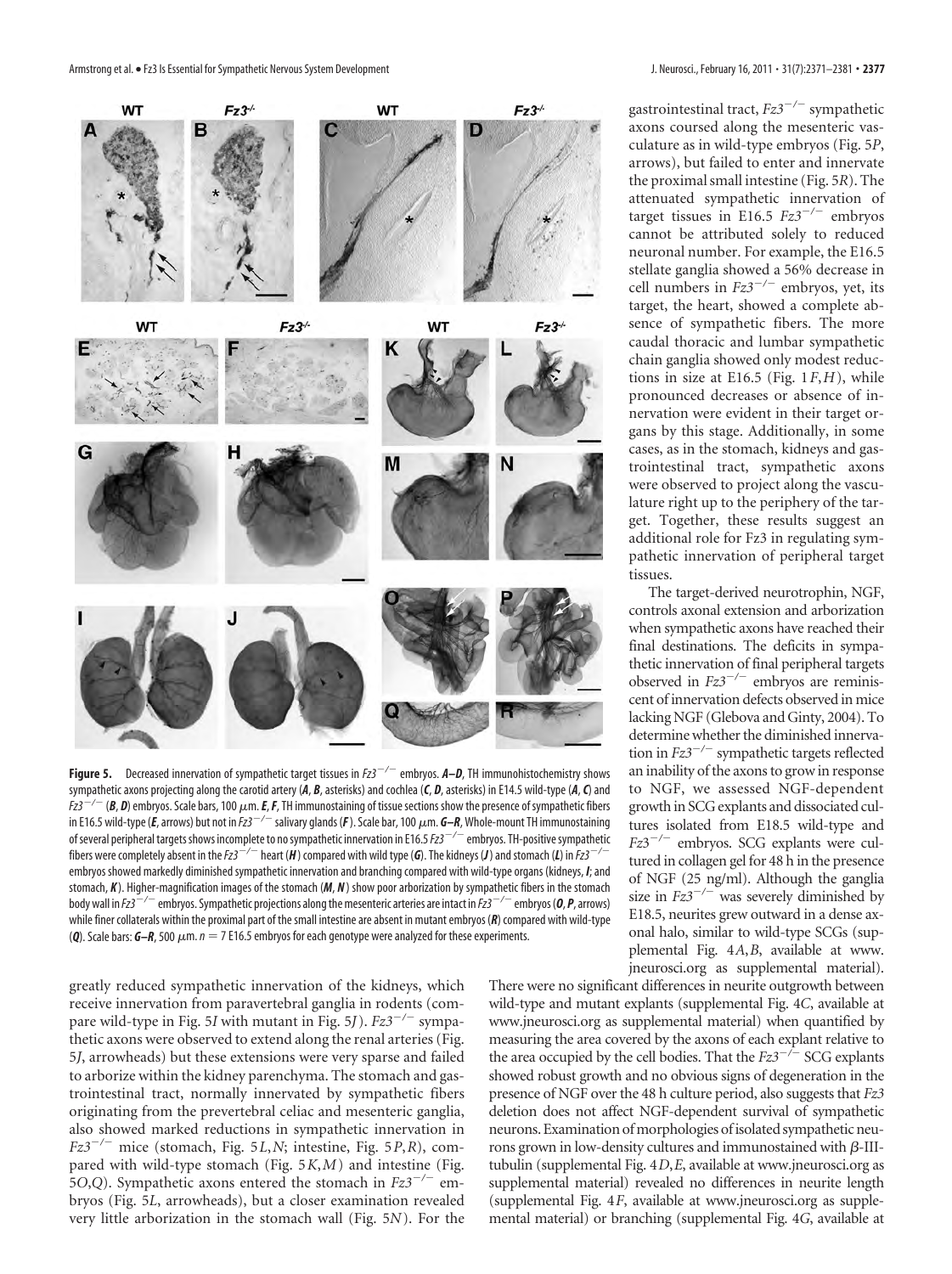**Figure 5.** Decreased innervation of sympathetic target tissues in $Fz3^{-/-}$ embryos. ***A–D***, TH immunohistochemistry shows sympathetic axons projecting along the carotid artery (***A***, ***B***, asterisks) and cochlea (***C***, ***D***, asterisks) in E14.5 wild-type (***A***, ***C***) and $Fz3^{-/-}$ (***B***, ***D***) embryos. Scale bars, 100 μm. ***E***, ***F***, TH immunostaining of tissue sections show the presence of sympathetic fibers in E16.5 wild-type (***E***, arrows) but not in $Fz3^{-/-}$ salivary glands (***F***). Scale bar, 100 μm. ***G–R***, Whole-mount TH immunostaining of several peripheral targets shows incomplete to no sympathetic innervation in E16.5 $Fz3^{-/-}$ embryos. TH-positive sympathetic fibers were completely absent in the $Fz3^{-/-}$ heart (***H***) compared with wild type (***G***). The kidneys (***J***) and stomach (***L***) in $Fz3^{-/-}$ embryos showed markedly diminished sympathetic innervation and branching compared with wild-type organs (kidneys, ***I***; and stomach, ***K***). Higher-magnification images of the stomach (***M***, ***N***) show poor arborization by sympathetic fibers in the stomach body wall in $Fz3^{-/-}$ embryos. Sympathetic projections along the mesenteric arteries are intact in $Fz3^{-/-}$ embryos (***O***, ***P***, arrows) while finer collaterals within the proximal part of the small intestine are absent in mutant embryos (***R***) compared with wild-type (***Q***). Scale bars: ***G–R***, 500 μm. $n = 7$ E16.5 embryos for each genotype were analyzed for these experiments.

greatly reduced sympathetic innervation of the kidneys, which receive innervation from paravertebral ganglia in rodents (compare wild-type in Fig. 5*I* with mutant in Fig. 5*J*). $Fz3^{-/-}$ sympathetic axons were observed to extend along the renal arteries (Fig. 5*J*, arrowheads) but these extensions were very sparse and failed to arborize within the kidney parenchyma. The stomach and gastrointestinal tract, normally innervated by sympathetic fibers originating from the prevertebral celiac and mesenteric ganglia, also showed marked reductions in sympathetic innervation in $Fz3^{-/-}$ mice (stomach, Fig. 5*L*,*N*; intestine, Fig. 5*P*,*R*), compared with wild-type stomach (Fig. 5*K*,*M*) and intestine (Fig. 5*O*,*Q*). Sympathetic axons entered the stomach in $Fz3^{-/-}$ embryos (Fig. 5*L*, arrowheads), but a closer examination revealed very little arborization in the stomach wall (Fig. 5*N*). For the gastrointestinal tract, $Fz3^{-/-}$ sympathetic axons coursed along the mesenteric vasculature as in wild-type embryos (Fig. 5*P*, arrows), but failed to enter and innervate the proximal small intestine (Fig. 5*R*). The attenuated sympathetic innervation of target tissues in E16.5 $Fz3^{-/-}$ embryos cannot be attributed solely to reduced neuronal number. For example, the E16.5 stellate ganglia showed a 56% decrease in cell numbers in $Fz3^{-/-}$ embryos, yet, its target, the heart, showed a complete absence of sympathetic fibers. The more caudal thoracic and lumbar sympathetic chain ganglia showed only modest reductions in size at E16.5 (Fig. 1*F*,*H*), while pronounced decreases or absence of innervation were evident in their target organs by this stage. Additionally, in some cases, as in the stomach, kidneys and gastrointestinal tract, sympathetic axons were observed to project along the vasculature right up to the periphery of the target. Together, these results suggest an additional role for Fz3 in regulating sympathetic innervation of peripheral target tissues.

The target-derived neurotrophin, NGF, controls axonal extension and arborization when sympathetic axons have reached their final destinations. The deficits in sympathetic innervation of final peripheral targets observed in $Fz3^{-/-}$ embryos are reminiscent of innervation defects observed in mice lacking NGF (Glebova and Ginty, 2004). To determine whether the diminished innervation in $Fz3^{-/-}$ sympathetic targets reflected an inability of the axons to grow in response to NGF, we assessed NGF-dependent growth in SCG explants and dissociated cultures isolated from E18.5 wild-type and $Fz3^{-/-}$ embryos. SCG explants were cultured in collagen gel for 48 h in the presence of NGF (25 ng/ml). Although the ganglia size in $Fz3^{-/-}$ was severely diminished by E18.5, neurites grew outward in a dense axonal halo, similar to wild-type SCGs (supplemental Fig. 4*A*,*B*, available at www.jneurosci.org as supplemental material). There were no significant differences in neurite outgrowth between wild-type and mutant explants (supplemental Fig. 4*C*, available at www.jneurosci.org as supplemental material) when quantified by measuring the area covered by the axons of each explant relative to the area occupied by the cell bodies. That the $Fz3^{-/-}$ SCG explants showed robust growth and no obvious signs of degeneration in the presence of NGF over the 48 h culture period, also suggests that *Fz3* deletion does not affect NGF-dependent survival of sympathetic neurons. Examination of morphologies of isolated sympathetic neurons grown in low-density cultures and immunostained with β-III-tubulin (supplemental Fig. 4*D*,*E*, available at www.jneurosci.org as supplemental material) revealed no differences in neurite length (supplemental Fig. 4*F*, available at www.jneurosci.org as supplemental material) or branching (supplemental Fig. 4*G*, available at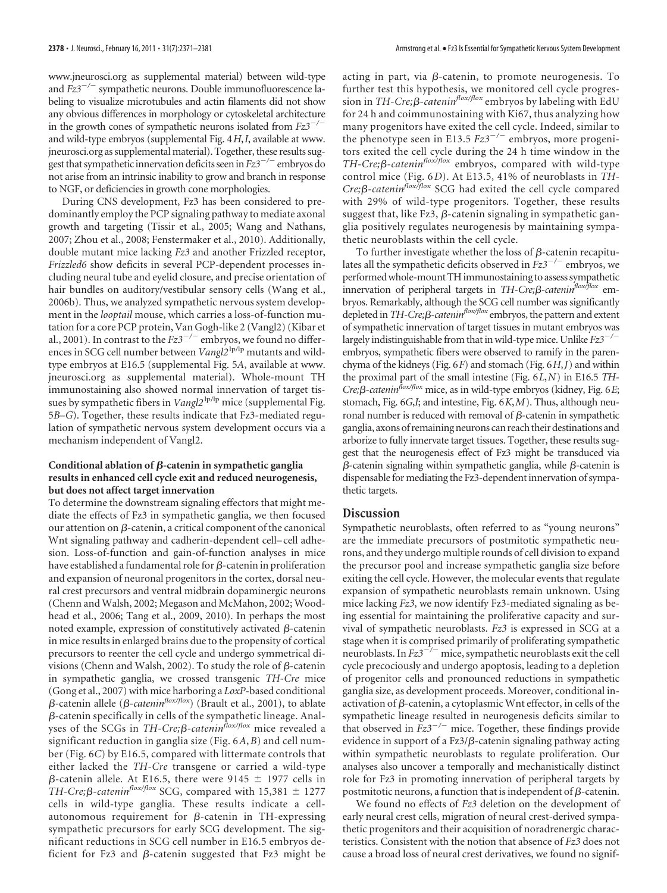www.jneurosci.org as supplemental material) between wild-type and $Fz3^{-/-}$ sympathetic neurons. Double immunofluorescence labeling to visualize microtubules and actin filaments did not show any obvious differences in morphology or cytoskeletal architecture in the growth cones of sympathetic neurons isolated from $Fz3^{-/-}$ and wild-type embryos (supplemental Fig. 4*H*,*I*, available at www.jneurosci.org as supplemental material). Together, these results suggest that sympathetic innervation deficits seen in $Fz3^{-/-}$ embryos do not arise from an intrinsic inability to grow and branch in response to NGF, or deficiencies in growth cone morphologies.

During CNS development, Fz3 has been considered to predominantly employ the PCP signaling pathway to mediate axonal growth and targeting (Tissir et al., 2005; Wang and Nathans, 2007; Zhou et al., 2008; Fenstermaker et al., 2010). Additionally, double mutant mice lacking *Fz3* and another Frizzled receptor, *Frizzled6* show deficits in several PCP-dependent processes including neural tube and eyelid closure, and precise orientation of hair bundles on auditory/vestibular sensory cells (Wang et al., 2006b). Thus, we analyzed sympathetic nervous system development in the *looptail* mouse, which carries a loss-of-function mutation for a core PCP protein, Van Gogh-like 2 (Vangl2) (Kibar et al., 2001). In contrast to the $Fz3^{-/-}$ embryos, we found no differences in SCG cell number between $Vangl2^{lp/lp}$ mutants and wild-type embryos at E16.5 (supplemental Fig. 5*A*, available at www.jneurosci.org as supplemental material). Whole-mount TH immunostaining also showed normal innervation of target tissues by sympathetic fibers in $Vangl2^{lp/lp}$ mice (supplemental Fig. 5*B–G*). Together, these results indicate that Fz3-mediated regulation of sympathetic nervous system development occurs via a mechanism independent of Vangl2.

### Conditional ablation of β-catenin in sympathetic ganglia results in enhanced cell cycle exit and reduced neurogenesis, but does not affect target innervation

To determine the downstream signaling effectors that might mediate the effects of Fz3 in sympathetic ganglia, we then focused our attention on β-catenin, a critical component of the canonical Wnt signaling pathway and cadherin-dependent cell–cell adhesion. Loss-of-function and gain-of-function analyses in mice have established a fundamental role for β-catenin in proliferation and expansion of neuronal progenitors in the cortex, dorsal neural crest precursors and ventral midbrain dopaminergic neurons (Chenn and Walsh, 2002; Megason and McMahon, 2002; Woodhead et al., 2006; Tang et al., 2009, 2010). In perhaps the most noted example, expression of constitutively activated β-catenin in mice results in enlarged brains due to the propensity of cortical precursors to reenter the cell cycle and undergo symmetrical divisions (Chenn and Walsh, 2002). To study the role of β-catenin in sympathetic ganglia, we crossed transgenic *TH-Cre* mice (Gong et al., 2007) with mice harboring a *LoxP*-based conditional β-catenin allele (*β-catenin$^{flox/flox}$*) (Brault et al., 2001), to ablate β-catenin specifically in cells of the sympathetic lineage. Analyses of the SCGs in *TH-Cre;β-catenin$^{flox/flox}$* mice revealed a significant reduction in ganglia size (Fig. 6*A*,*B*) and cell number (Fig. 6*C*) by E16.5, compared with littermate controls that either lacked the *TH-Cre* transgene or carried a wild-type β-catenin allele. At E16.5, there were 9145 ± 1977 cells in *TH-Cre;β-catenin$^{flox/flox}$* SCG, compared with 15,381 ± 1277 cells in wild-type ganglia. These results indicate a cell-autonomous requirement for β-catenin in TH-expressing sympathetic precursors for early SCG development. The significant reductions in SCG cell number in E16.5 embryos deficient for Fz3 and β-catenin suggested that Fz3 might be acting in part, via β-catenin, to promote neurogenesis. To further test this hypothesis, we monitored cell cycle progression in *TH-Cre;β-catenin$^{flox/flox}$* embryos by labeling with EdU for 24 h and coimmunostaining with Ki67, thus analyzing how many progenitors have exited the cell cycle. Indeed, similar to the progenitors seen in E13.5 $Fz3^{-/-}$ embryos, more progenitors exited the cell cycle during the 24 h time window in the *TH-Cre;β-catenin$^{flox/flox}$* embryos, compared with wild-type control mice (Fig. 6*D*). At E13.5, 41% of neuroblasts in *TH-Cre;β-catenin$^{flox/flox}$* SCG had exited the cell cycle compared with 29% of wild-type progenitors. Together, these results suggest that, like Fz3, β-catenin signaling in sympathetic ganglia positively regulates neurogenesis by maintaining sympathetic neuroblasts within the cell cycle.

To further investigate whether the loss of β-catenin recapitulates all the sympathetic deficits observed in $Fz3^{-/-}$ embryos, we performed whole-mount TH immunostaining to assess sympathetic innervation of peripheral targets in *TH-Cre;β-catenin$^{flox/flox}$* embryos. Remarkably, although the SCG cell number was significantly depleted in *TH-Cre;β-catenin$^{flox/flox}$* embryos, the pattern and extent of sympathetic innervation of target tissues in mutant embryos was largely indistinguishable from that in wild-type mice. Unlike $Fz3^{-/-}$ embryos, sympathetic fibers were observed to ramify in the parenchyma of the kidneys (Fig. 6*F*) and stomach (Fig. 6*H*,*J*) and within the proximal part of the small intestine (Fig. 6*L*,*N*) in E16.5 *TH-Cre;β-catenin$^{flox/flox}$* mice, as in wild-type embryos (kidney, Fig. 6*E*; stomach, Fig. 6*G*,*I*; and intestine, Fig. 6*K*,*M*). Thus, although neuronal number is reduced with removal of β-catenin in sympathetic ganglia, axons of remaining neurons can reach their destinations and arborize to fully innervate target tissues. Together, these results suggest that the neurogenesis effect of Fz3 might be transduced via β-catenin signaling within sympathetic ganglia, while β-catenin is dispensable for mediating the Fz3-dependent innervation of sympathetic targets.

## Discussion

Sympathetic neuroblasts, often referred to as "young neurons" are the immediate precursors of postmitotic sympathetic neurons, and they undergo multiple rounds of cell division to expand the precursor pool and increase sympathetic ganglia size before exiting the cell cycle. However, the molecular events that regulate expansion of sympathetic neuroblasts remain unknown. Using mice lacking *Fz3*, we now identify Fz3-mediated signaling as being essential for maintaining the proliferative capacity and survival of sympathetic neuroblasts. *Fz3* is expressed in SCG at a stage when it is comprised primarily of proliferating sympathetic neuroblasts. In $Fz3^{-/-}$ mice, sympathetic neuroblasts exit the cell cycle precociously and undergo apoptosis, leading to a depletion of progenitor cells and pronounced reductions in sympathetic ganglia size, as development proceeds. Moreover, conditional inactivation of β-catenin, a cytoplasmic Wnt effector, in cells of the sympathetic lineage resulted in neurogenesis deficits similar to that observed in $Fz3^{-/-}$ mice. Together, these findings provide evidence in support of a Fz3/β-catenin signaling pathway acting within sympathetic neuroblasts to regulate proliferation. Our analyses also uncover a temporally and mechanistically distinct role for Fz3 in promoting innervation of peripheral targets by postmitotic neurons, a function that is independent of β-catenin.

We found no effects of *Fz3* deletion on the development of early neural crest cells, migration of neural crest-derived sympathetic progenitors and their acquisition of noradrenergic characteristics. Consistent with the notion that absence of *Fz3* does not cause a broad loss of neural crest derivatives, we found no signif-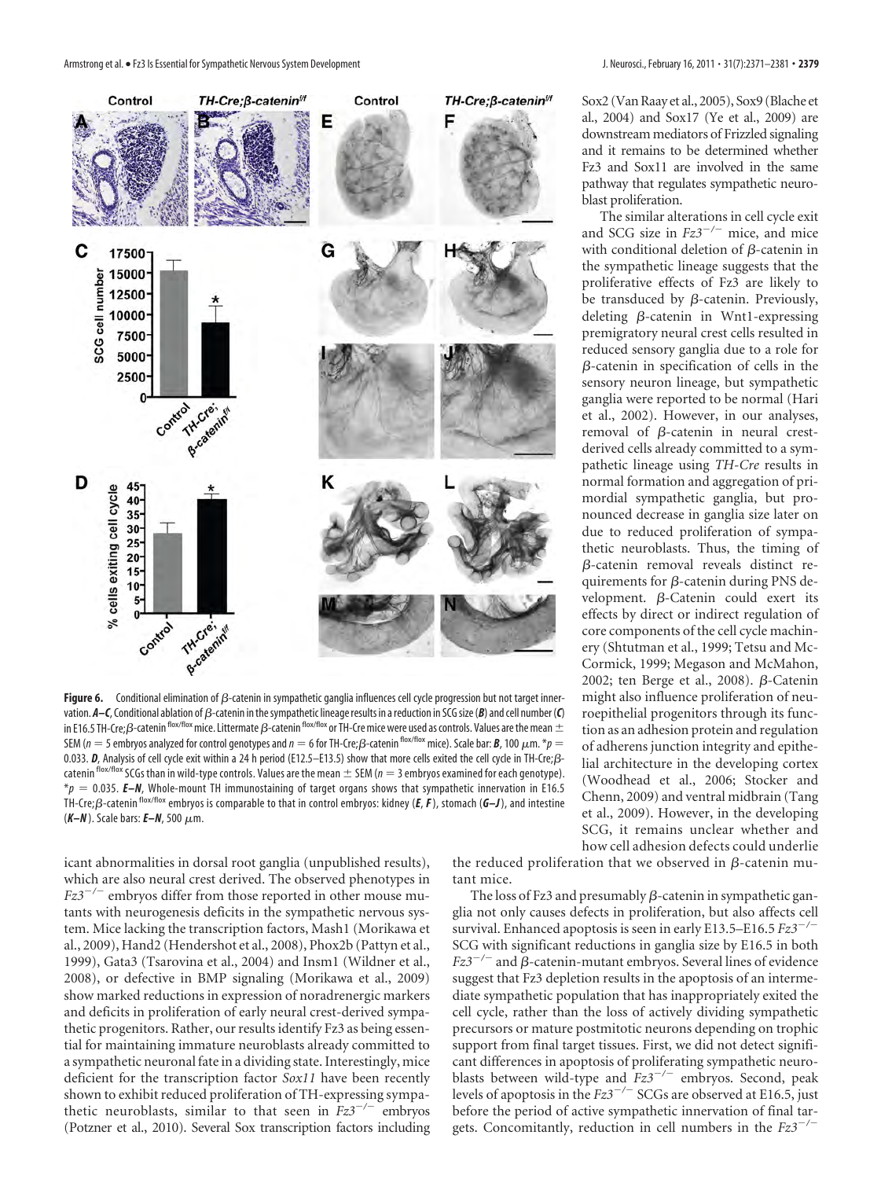**Figure 6.** Conditional elimination of β-catenin in sympathetic ganglia influences cell cycle progression but not target innervation. ***A–C***, Conditional ablation of β-catenin in the sympathetic lineage results in a reduction in SCG size (***B***) and cell number (***C***) in E16.5 TH-Cre;β-catenin$^{flox/flox}$ mice. Littermate β-catenin$^{flox/flox}$ or TH-Cre mice were used as controls. Values are the mean ± SEM ($n = 5$ embryos analyzed for control genotypes and $n = 6$ for TH-Cre;β-catenin$^{flox/flox}$ mice). Scale bar: ***B***, 100 μm. *$p = 0.033$. ***D***, Analysis of cell cycle exit within a 24 h period (E12.5–E13.5) show that more cells exited the cell cycle in TH-Cre;β-catenin$^{flox/flox}$ SCGs than in wild-type controls. Values are the mean ± SEM ($n = 3$ embryos examined for each genotype). *$p = 0.035$. ***E–N***, Whole-mount TH immunostaining of target organs shows that sympathetic innervation in E16.5 TH-Cre;β-catenin$^{flox/flox}$ embryos is comparable to that in control embryos: kidney (***E***, ***F***), stomach (***G–J***), and intestine (***K–N***). Scale bars: ***E–N***, 500 μm.

icant abnormalities in dorsal root ganglia (unpublished results), which are also neural crest derived. The observed phenotypes in *Fz3*$^{-/-}$ embryos differ from those reported in other mouse mutants with neurogenesis deficits in the sympathetic nervous system. Mice lacking the transcription factors, Mash1 (Morikawa et al., 2009), Hand2 (Hendershot et al., 2008), Phox2b (Pattyn et al., 1999), Gata3 (Tsarovina et al., 2004) and Insm1 (Wildner et al., 2008), or defective in BMP signaling (Morikawa et al., 2009) show marked reductions in expression of noradrenergic markers and deficits in proliferation of early neural crest-derived sympathetic progenitors. Rather, our results identify Fz3 as being essential for maintaining immature neuroblasts already committed to a sympathetic neuronal fate in a dividing state. Interestingly, mice deficient for the transcription factor *Sox11* have been recently shown to exhibit reduced proliferation of TH-expressing sympathetic neuroblasts, similar to that seen in *Fz3*$^{-/-}$ embryos (Potzner et al., 2010). Several Sox transcription factors including Sox2 (Van Raay et al., 2005), Sox9 (Blache et al., 2004) and Sox17 (Ye et al., 2009) are downstream mediators of Frizzled signaling and it remains to be determined whether Fz3 and Sox11 are involved in the same pathway that regulates sympathetic neuroblast proliferation.

The similar alterations in cell cycle exit and SCG size in *Fz3*$^{-/-}$ mice, and mice with conditional deletion of β-catenin in the sympathetic lineage suggests that the proliferative effects of Fz3 are likely to be transduced by β-catenin. Previously, deleting β-catenin in Wnt1-expressing premigratory neural crest cells resulted in reduced sensory ganglia due to a role for β-catenin in specification of cells in the sensory neuron lineage, but sympathetic ganglia were reported to be normal (Hari et al., 2002). However, in our analyses, removal of β-catenin in neural crest-derived cells already committed to a sympathetic lineage using *TH-Cre* results in normal formation and aggregation of primordial sympathetic ganglia, but pronounced decrease in ganglia size later on due to reduced proliferation of sympathetic neuroblasts. Thus, the timing of β-catenin removal reveals distinct requirements for β-catenin during PNS development. β-Catenin could exert its effects by direct or indirect regulation of core components of the cell cycle machinery (Shtutman et al., 1999; Tetsu and McCormick, 1999; Megason and McMahon, 2002; ten Berge et al., 2008). β-Catenin might also influence proliferation of neuroepithelial progenitors through its function as an adhesion protein and regulation of adherens junction integrity and epithelial architecture in the developing cortex (Woodhead et al., 2006; Stocker and Chenn, 2009) and ventral midbrain (Tang et al., 2009). However, in the developing SCG, it remains unclear whether and how cell adhesion defects could underlie the reduced proliferation that we observed in β-catenin mutant mice.

The loss of Fz3 and presumably β-catenin in sympathetic ganglia not only causes defects in proliferation, but also affects cell survival. Enhanced apoptosis is seen in early E13.5–E16.5 *Fz3*$^{-/-}$ SCG with significant reductions in ganglia size by E16.5 in both *Fz3*$^{-/-}$ and β-catenin-mutant embryos. Several lines of evidence suggest that Fz3 depletion results in the apoptosis of an intermediate sympathetic population that has inappropriately exited the cell cycle, rather than the loss of actively dividing sympathetic precursors or mature postmitotic neurons depending on trophic support from final target tissues. First, we did not detect significant differences in apoptosis of proliferating sympathetic neuroblasts between wild-type and *Fz3*$^{-/-}$ embryos. Second, peak levels of apoptosis in the *Fz3*$^{-/-}$ SCGs are observed at E16.5, just before the period of active sympathetic innervation of final targets. Concomitantly, reduction in cell numbers in the *Fz3*$^{-/-}$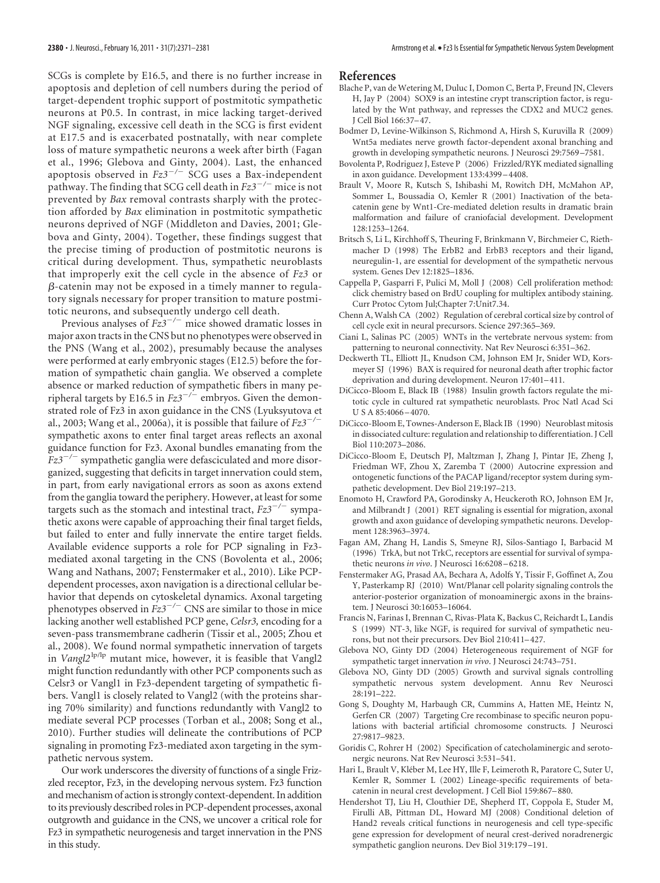SCGs is complete by E16.5, and there is no further increase in apoptosis and depletion of cell numbers during the period of target-dependent trophic support of postmitotic sympathetic neurons at P0.5. In contrast, in mice lacking target-derived NGF signaling, excessive cell death in the SCG is first evident at E17.5 and is exacerbated postnatally, with near complete loss of mature sympathetic neurons a week after birth (Fagan et al., 1996; Glebova and Ginty, 2004). Last, the enhanced apoptosis observed in $Fz3^{-/-}$ SCG uses a Bax-independent pathway. The finding that SCG cell death in $Fz3^{-/-}$ mice is not prevented by *Bax* removal contrasts sharply with the protection afforded by *Bax* elimination in postmitotic sympathetic neurons deprived of NGF (Middleton and Davies, 2001; Glebova and Ginty, 2004). Together, these findings suggest that the precise timing of production of postmitotic neurons is critical during development. Thus, sympathetic neuroblasts that improperly exit the cell cycle in the absence of *Fz3* or $\beta$-catenin may not be exposed in a timely manner to regulatory signals necessary for proper transition to mature postmitotic neurons, and subsequently undergo cell death.

Previous analyses of $Fz3^{-/-}$ mice showed dramatic losses in major axon tracts in the CNS but no phenotypes were observed in the PNS (Wang et al., 2002), presumably because the analyses were performed at early embryonic stages (E12.5) before the formation of sympathetic chain ganglia. We observed a complete absence or marked reduction of sympathetic fibers in many peripheral targets by E16.5 in $Fz3^{-/-}$ embryos. Given the demonstrated role of Fz3 in axon guidance in the CNS (Lyuksyutova et al., 2003; Wang et al., 2006a), it is possible that failure of $Fz3^{-/-}$ sympathetic axons to enter final target areas reflects an axonal guidance function for Fz3. Axonal bundles emanating from the $Fz3^{-/-}$ sympathetic ganglia were defasciculated and more disorganized, suggesting that deficits in target innervation could stem, in part, from early navigational errors as soon as axons extend from the ganglia toward the periphery. However, at least for some targets such as the stomach and intestinal tract, $Fz3^{-/-}$ sympathetic axons were capable of approaching their final target fields, but failed to enter and fully innervate the entire target fields. Available evidence supports a role for PCP signaling in Fz3-mediated axonal targeting in the CNS (Bovolenta et al., 2006; Wang and Nathans, 2007; Fenstermaker et al., 2010). Like PCP-dependent processes, axon navigation is a directional cellular behavior that depends on cytoskeletal dynamics. Axonal targeting phenotypes observed in $Fz3^{-/-}$ CNS are similar to those in mice lacking another well established PCP gene, *Celsr3,* encoding for a seven-pass transmembrane cadherin (Tissir et al., 2005; Zhou et al., 2008). We found normal sympathetic innervation of targets in $Vangl2^{lp/lp}$ mutant mice, however, it is feasible that Vangl2 might function redundantly with other PCP components such as Celsr3 or Vangl1 in Fz3-dependent targeting of sympathetic fibers. Vangl1 is closely related to Vangl2 (with the proteins sharing 70% similarity) and functions redundantly with Vangl2 to mediate several PCP processes (Torban et al., 2008; Song et al., 2010). Further studies will delineate the contributions of PCP signaling in promoting Fz3-mediated axon targeting in the sympathetic nervous system.

Our work underscores the diversity of functions of a single Frizzled receptor, Fz3, in the developing nervous system. Fz3 function and mechanism of action is strongly context-dependent. In addition to its previously described roles in PCP-dependent processes, axonal outgrowth and guidance in the CNS, we uncover a critical role for Fz3 in sympathetic neurogenesis and target innervation in the PNS in this study.

## References

Blache P, van de Wetering M, Duluc I, Domon C, Berta P, Freund JN, Clevers H, Jay P (2004) SOX9 is an intestine crypt transcription factor, is regulated by the Wnt pathway, and represses the CDX2 and MUC2 genes. J Cell Biol 166:37–47.

Bodmer D, Levine-Wilkinson S, Richmond A, Hirsh S, Kuruvilla R (2009) Wnt5a mediates nerve growth factor-dependent axonal branching and growth in developing sympathetic neurons. J Neurosci 29:7569–7581.

Bovolenta P, Rodriguez J, Esteve P (2006) Frizzled/RYK mediated signalling in axon guidance. Development 133:4399–4408.

Brault V, Moore R, Kutsch S, Ishibashi M, Rowitch DH, McMahon AP, Sommer L, Boussadia O, Kemler R (2001) Inactivation of the beta-catenin gene by Wnt1-Cre-mediated deletion results in dramatic brain malformation and failure of craniofacial development. Development 128:1253–1264.

Britsch S, Li L, Kirchhoff S, Theuring F, Brinkmann V, Birchmeier C, Riethmacher D (1998) The ErbB2 and ErbB3 receptors and their ligand, neuregulin-1, are essential for development of the sympathetic nervous system. Genes Dev 12:1825–1836.

Cappella P, Gasparri F, Pulici M, Moll J (2008) Cell proliferation method: click chemistry based on BrdU coupling for multiplex antibody staining. Curr Protoc Cytom Jul;Chapter 7:Unit7.34.

Chenn A, Walsh CA (2002) Regulation of cerebral cortical size by control of cell cycle exit in neural precursors. Science 297:365–369.

Ciani L, Salinas PC (2005) WNTs in the vertebrate nervous system: from patterning to neuronal connectivity. Nat Rev Neurosci 6:351–362.

Deckwerth TL, Elliott JL, Knudson CM, Johnson EM Jr, Snider WD, Korsmeyer SJ (1996) BAX is required for neuronal death after trophic factor deprivation and during development. Neuron 17:401–411.

DiCicco-Bloom E, Black IB (1988) Insulin growth factors regulate the mitotic cycle in cultured rat sympathetic neuroblasts. Proc Natl Acad Sci U S A 85:4066–4070.

DiCicco-Bloom E, Townes-Anderson E, Black IB (1990) Neuroblast mitosis in dissociated culture: regulation and relationship to differentiation. J Cell Biol 110:2073–2086.

DiCicco-Bloom E, Deutsch PJ, Maltzman J, Zhang J, Pintar JE, Zheng J, Friedman WF, Zhou X, Zaremba T (2000) Autocrine expression and ontogenetic functions of the PACAP ligand/receptor system during sympathetic development. Dev Biol 219:197–213.

Enomoto H, Crawford PA, Gorodinsky A, Heuckeroth RO, Johnson EM Jr, and Milbrandt J (2001) RET signaling is essential for migration, axonal growth and axon guidance of developing sympathetic neurons. Development 128:3963–3974.

Fagan AM, Zhang H, Landis S, Smeyne RJ, Silos-Santiago I, Barbacid M (1996) TrkA, but not TrkC, receptors are essential for survival of sympathetic neurons *in vivo*. J Neurosci 16:6208–6218.

Fenstermaker AG, Prasad AA, Bechara A, Adolfs Y, Tissir F, Goffinet A, Zou Y, Pasterkamp RJ (2010) Wnt/Planar cell polarity signaling controls the anterior-posterior organization of monoaminergic axons in the brainstem. J Neurosci 30:16053–16064.

Francis N, Farinas I, Brennan C, Rivas-Plata K, Backus C, Reichardt L, Landis S (1999) NT-3, like NGF, is required for survival of sympathetic neurons, but not their precursors. Dev Biol 210:411–427.

Glebova NO, Ginty DD (2004) Heterogeneous requirement of NGF for sympathetic target innervation *in vivo*. J Neurosci 24:743–751.

Glebova NO, Ginty DD (2005) Growth and survival signals controlling sympathetic nervous system development. Annu Rev Neurosci 28:191–222.

Gong S, Doughty M, Harbaugh CR, Cummins A, Hatten ME, Heintz N, Gerfen CR (2007) Targeting Cre recombinase to specific neuron populations with bacterial artificial chromosome constructs. J Neurosci 27:9817–9823.

Goridis C, Rohrer H (2002) Specification of catecholaminergic and serotonergic neurons. Nat Rev Neurosci 3:531–541.

Hari L, Brault V, Kléber M, Lee HY, Ille F, Leimeroth R, Paratore C, Suter U, Kemler R, Sommer L (2002) Lineage-specific requirements of beta-catenin in neural crest development. J Cell Biol 159:867–880.

Hendershot TJ, Liu H, Clouthier DE, Shepherd IT, Coppola E, Studer M, Firulli AB, Pittman DL, Howard MJ (2008) Conditional deletion of Hand2 reveals critical functions in neurogenesis and cell type-specific gene expression for development of neural crest-derived noradrenergic sympathetic ganglion neurons. Dev Biol 319:179–191.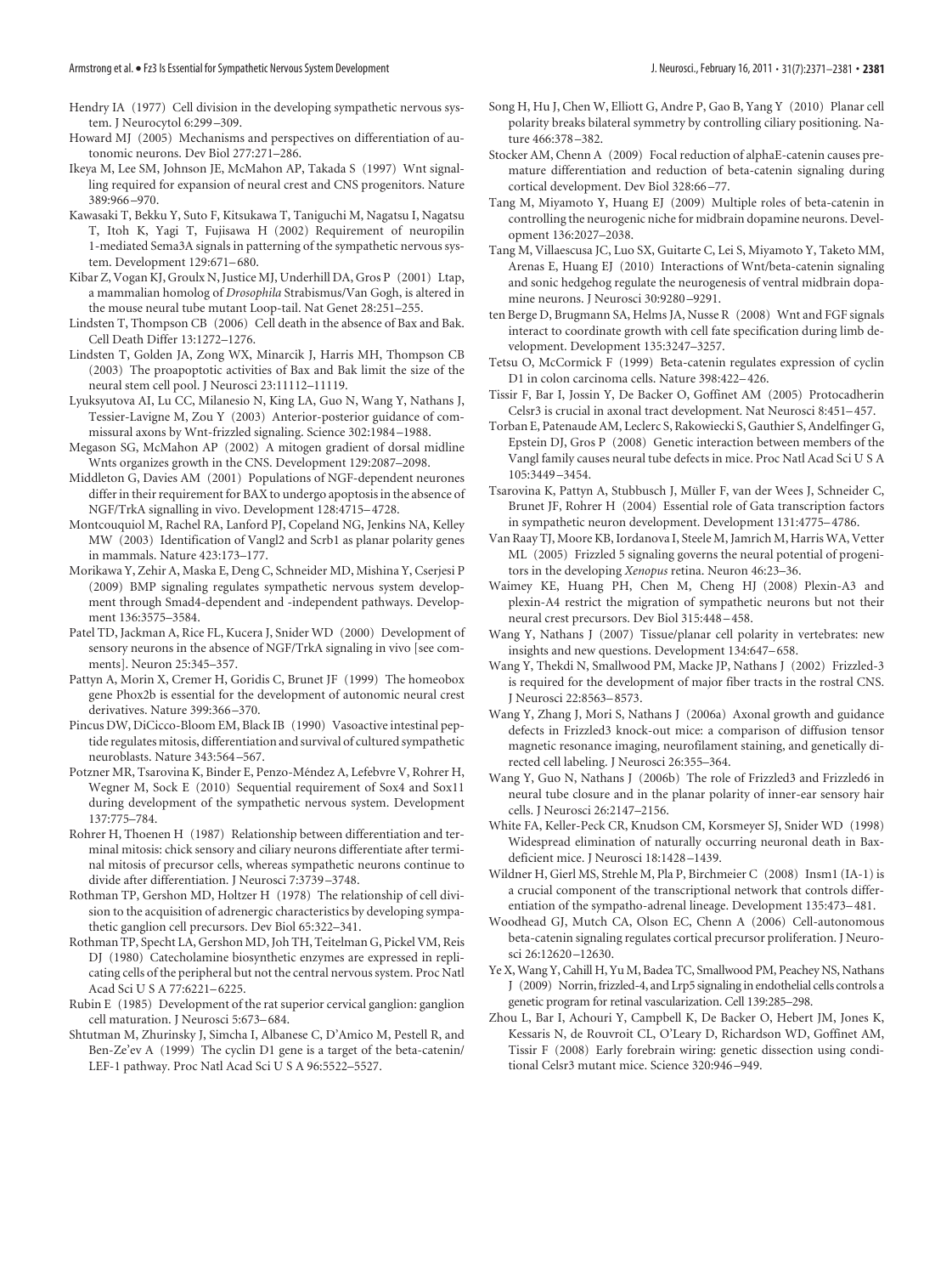Hendry IA (1977) Cell division in the developing sympathetic nervous system. J Neurocytol 6:299–309.

Howard MJ (2005) Mechanisms and perspectives on differentiation of autonomic neurons. Dev Biol 277:271–286.

Ikeya M, Lee SM, Johnson JE, McMahon AP, Takada S (1997) Wnt signalling required for expansion of neural crest and CNS progenitors. Nature 389:966–970.

Kawasaki T, Bekku Y, Suto F, Kitsukawa T, Taniguchi M, Nagatsu I, Nagatsu T, Itoh K, Yagi T, Fujisawa H (2002) Requirement of neuropilin 1-mediated Sema3A signals in patterning of the sympathetic nervous system. Development 129:671–680.

Kibar Z, Vogan KJ, Groulx N, Justice MJ, Underhill DA, Gros P (2001) Ltap, a mammalian homolog of *Drosophila* Strabismus/Van Gogh, is altered in the mouse neural tube mutant Loop-tail. Nat Genet 28:251–255.

Lindsten T, Thompson CB (2006) Cell death in the absence of Bax and Bak. Cell Death Differ 13:1272–1276.

Lindsten T, Golden JA, Zong WX, Minarcik J, Harris MH, Thompson CB (2003) The proapoptotic activities of Bax and Bak limit the size of the neural stem cell pool. J Neurosci 23:11112–11119.

Lyuksyutova AI, Lu CC, Milanesio N, King LA, Guo N, Wang Y, Nathans J, Tessier-Lavigne M, Zou Y (2003) Anterior-posterior guidance of commissural axons by Wnt-frizzled signaling. Science 302:1984–1988.

Megason SG, McMahon AP (2002) A mitogen gradient of dorsal midline Wnts organizes growth in the CNS. Development 129:2087–2098.

Middleton G, Davies AM (2001) Populations of NGF-dependent neurones differ in their requirement for BAX to undergo apoptosis in the absence of NGF/TrkA signalling in vivo. Development 128:4715–4728.

Montcouquiol M, Rachel RA, Lanford PJ, Copeland NG, Jenkins NA, Kelley MW (2003) Identification of Vangl2 and Scrb1 as planar polarity genes in mammals. Nature 423:173–177.

Morikawa Y, Zehir A, Maska E, Deng C, Schneider MD, Mishina Y, Cserjesi P (2009) BMP signaling regulates sympathetic nervous system development through Smad4-dependent and -independent pathways. Development 136:3575–3584.

Patel TD, Jackman A, Rice FL, Kucera J, Snider WD (2000) Development of sensory neurons in the absence of NGF/TrkA signaling in vivo [see comments]. Neuron 25:345–357.

Pattyn A, Morin X, Cremer H, Goridis C, Brunet JF (1999) The homeobox gene Phox2b is essential for the development of autonomic neural crest derivatives. Nature 399:366–370.

Pincus DW, DiCicco-Bloom EM, Black IB (1990) Vasoactive intestinal peptide regulates mitosis, differentiation and survival of cultured sympathetic neuroblasts. Nature 343:564–567.

Potzner MR, Tsarovina K, Binder E, Penzo-Méndez A, Lefebvre V, Rohrer H, Wegner M, Sock E (2010) Sequential requirement of Sox4 and Sox11 during development of the sympathetic nervous system. Development 137:775–784.

Rohrer H, Thoenen H (1987) Relationship between differentiation and terminal mitosis: chick sensory and ciliary neurons differentiate after terminal mitosis of precursor cells, whereas sympathetic neurons continue to divide after differentiation. J Neurosci 7:3739–3748.

Rothman TP, Gershon MD, Holtzer H (1978) The relationship of cell division to the acquisition of adrenergic characteristics by developing sympathetic ganglion cell precursors. Dev Biol 65:322–341.

Rothman TP, Specht LA, Gershon MD, Joh TH, Teitelman G, Pickel VM, Reis DJ (1980) Catecholamine biosynthetic enzymes are expressed in replicating cells of the peripheral but not the central nervous system. Proc Natl Acad Sci U S A 77:6221–6225.

Rubin E (1985) Development of the rat superior cervical ganglion: ganglion cell maturation. J Neurosci 5:673–684.

Shtutman M, Zhurinsky J, Simcha I, Albanese C, D'Amico M, Pestell R, and Ben-Ze'ev A (1999) The cyclin D1 gene is a target of the beta-catenin/LEF-1 pathway. Proc Natl Acad Sci U S A 96:5522–5527.

Song H, Hu J, Chen W, Elliott G, Andre P, Gao B, Yang Y (2010) Planar cell polarity breaks bilateral symmetry by controlling ciliary positioning. Nature 466:378–382.

Stocker AM, Chenn A (2009) Focal reduction of alphaE-catenin causes premature differentiation and reduction of beta-catenin signaling during cortical development. Dev Biol 328:66–77.

Tang M, Miyamoto Y, Huang EJ (2009) Multiple roles of beta-catenin in controlling the neurogenic niche for midbrain dopamine neurons. Development 136:2027–2038.

Tang M, Villaescusa JC, Luo SX, Guitarte C, Lei S, Miyamoto Y, Taketo MM, Arenas E, Huang EJ (2010) Interactions of Wnt/beta-catenin signaling and sonic hedgehog regulate the neurogenesis of ventral midbrain dopamine neurons. J Neurosci 30:9280–9291.

ten Berge D, Brugmann SA, Helms JA, Nusse R (2008) Wnt and FGF signals interact to coordinate growth with cell fate specification during limb development. Development 135:3247–3257.

Tetsu O, McCormick F (1999) Beta-catenin regulates expression of cyclin D1 in colon carcinoma cells. Nature 398:422–426.

Tissir F, Bar I, Jossin Y, De Backer O, Goffinet AM (2005) Protocadherin Celsr3 is crucial in axonal tract development. Nat Neurosci 8:451–457.

Torban E, Patenaude AM, Leclerc S, Rakowiecki S, Gauthier S, Andelfinger G, Epstein DJ, Gros P (2008) Genetic interaction between members of the Vangl family causes neural tube defects in mice. Proc Natl Acad Sci U S A 105:3449–3454.

Tsarovina K, Pattyn A, Stubbusch J, Müller F, van der Wees J, Schneider C, Brunet JF, Rohrer H (2004) Essential role of Gata transcription factors in sympathetic neuron development. Development 131:4775–4786.

Van Raay TJ, Moore KB, Iordanova I, Steele M, Jamrich M, Harris WA, Vetter ML (2005) Frizzled 5 signaling governs the neural potential of progenitors in the developing *Xenopus* retina. Neuron 46:23–36.

Waimey KE, Huang PH, Chen M, Cheng HJ (2008) Plexin-A3 and plexin-A4 restrict the migration of sympathetic neurons but not their neural crest precursors. Dev Biol 315:448–458.

Wang Y, Nathans J (2007) Tissue/planar cell polarity in vertebrates: new insights and new questions. Development 134:647–658.

Wang Y, Thekdi N, Smallwood PM, Macke JP, Nathans J (2002) Frizzled-3 is required for the development of major fiber tracts in the rostral CNS. J Neurosci 22:8563–8573.

Wang Y, Zhang J, Mori S, Nathans J (2006a) Axonal growth and guidance defects in Frizzled3 knock-out mice: a comparison of diffusion tensor magnetic resonance imaging, neurofilament staining, and genetically directed cell labeling. J Neurosci 26:355–364.

Wang Y, Guo N, Nathans J (2006b) The role of Frizzled3 and Frizzled6 in neural tube closure and in the planar polarity of inner-ear sensory hair cells. J Neurosci 26:2147–2156.

White FA, Keller-Peck CR, Knudson CM, Korsmeyer SJ, Snider WD (1998) Widespread elimination of naturally occurring neuronal death in Bax-deficient mice. J Neurosci 18:1428–1439.

Wildner H, Gierl MS, Strehle M, Pla P, Birchmeier C (2008) Insm1 (IA-1) is a crucial component of the transcriptional network that controls differentiation of the sympatho-adrenal lineage. Development 135:473–481.

Woodhead GJ, Mutch CA, Olson EC, Chenn A (2006) Cell-autonomous beta-catenin signaling regulates cortical precursor proliferation. J Neurosci 26:12620–12630.

Ye X, Wang Y, Cahill H, Yu M, Badea TC, Smallwood PM, Peachey NS, Nathans J (2009) Norrin, frizzled-4, and Lrp5 signaling in endothelial cells controls a genetic program for retinal vascularization. Cell 139:285–298.

Zhou L, Bar I, Achouri Y, Campbell K, De Backer O, Hebert JM, Jones K, Kessaris N, de Rouvroit CL, O'Leary D, Richardson WD, Goffinet AM, Tissir F (2008) Early forebrain wiring: genetic dissection using conditional Celsr3 mutant mice. Science 320:946–949.